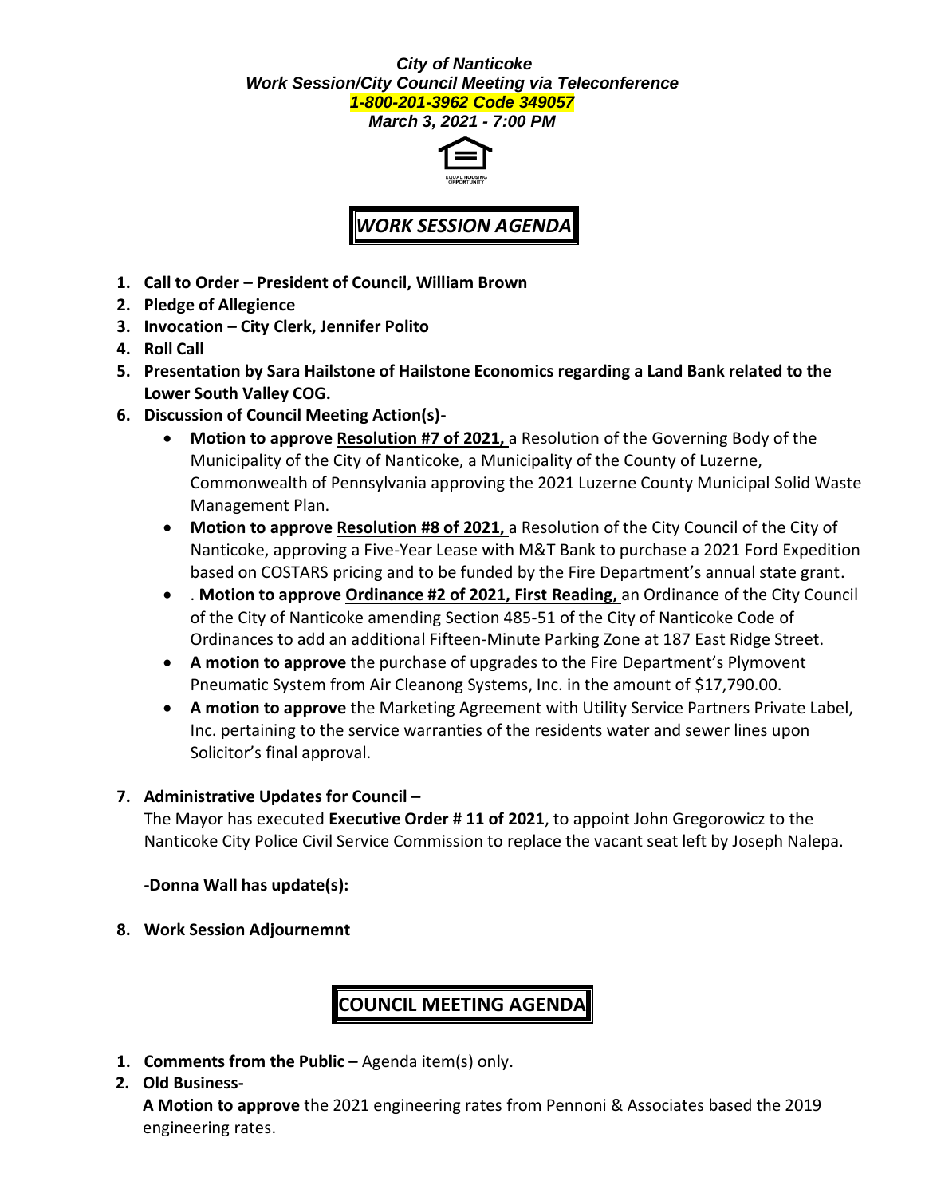***City of Nanticoke***
***Work Session/City Council Meeting via Teleconference***
***1-800-201-3962 Code 349057***
***March 3, 2021 - 7:00 PM***

EQUAL HOUSING OPPORTUNITY

## *WORK SESSION AGENDA*

1. **Call to Order – President of Council, William Brown**
2. **Pledge of Allegience**
3. **Invocation – City Clerk, Jennifer Polito**
4. **Roll Call**
5. **Presentation by Sara Hailstone of Hailstone Economics regarding a Land Bank related to the Lower South Valley COG.**
6. **Discussion of Council Meeting Action(s)-**
   - **Motion to approve Resolution #7 of 2021,** a Resolution of the Governing Body of the Municipality of the City of Nanticoke, a Municipality of the County of Luzerne, Commonwealth of Pennsylvania approving the 2021 Luzerne County Municipal Solid Waste Management Plan.
   - **Motion to approve Resolution #8 of 2021,** a Resolution of the City Council of the City of Nanticoke, approving a Five-Year Lease with M&T Bank to purchase a 2021 Ford Expedition based on COSTARS pricing and to be funded by the Fire Department's annual state grant.
   - . **Motion to approve Ordinance #2 of 2021, First Reading,** an Ordinance of the City Council of the City of Nanticoke amending Section 485-51 of the City of Nanticoke Code of Ordinances to add an additional Fifteen-Minute Parking Zone at 187 East Ridge Street.
   - **A motion to approve** the purchase of upgrades to the Fire Department's Plymovent Pneumatic System from Air Cleanong Systems, Inc. in the amount of $17,790.00.
   - **A motion to approve** the Marketing Agreement with Utility Service Partners Private Label, Inc. pertaining to the service warranties of the residents water and sewer lines upon Solicitor's final approval.
7. **Administrative Updates for Council –**

   The Mayor has executed **Executive Order # 11 of 2021**, to appoint John Gregorowicz to the Nanticoke City Police Civil Service Commission to replace the vacant seat left by Joseph Nalepa.

   **-Donna Wall has update(s):**

8. **Work Session Adjournemnt**

## COUNCIL MEETING AGENDA

1. **Comments from the Public –** Agenda item(s) only.
2. **Old Business-**

   **A Motion to approve** the 2021 engineering rates from Pennoni & Associates based the 2019 engineering rates.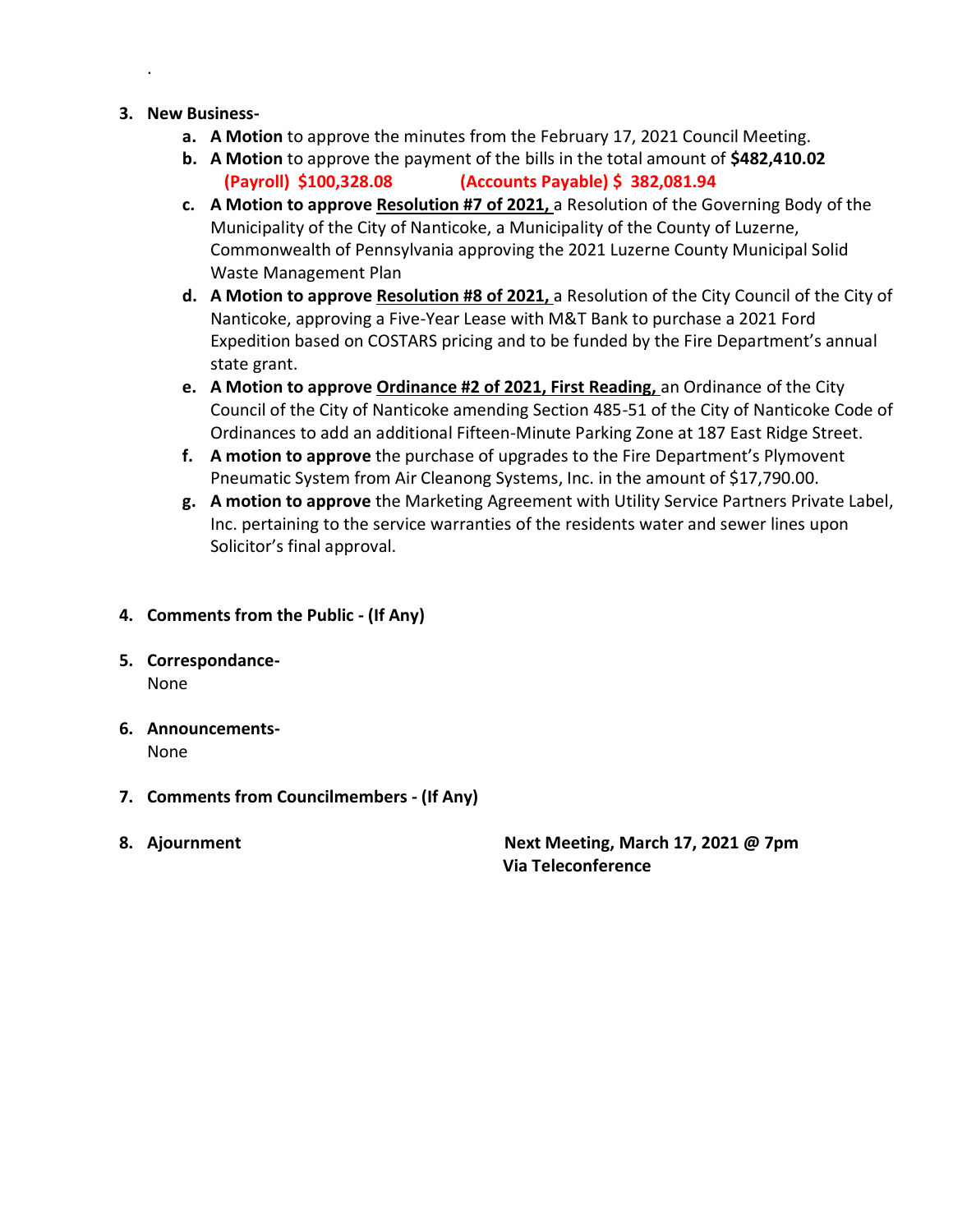.

3. **New Business-**
   a. **A Motion** to approve the minutes from the February 17, 2021 Council Meeting.
   b. **A Motion** to approve the payment of the bills in the total amount of **$482,410.02**
      **(Payroll) $100,328.08** **(Accounts Payable) $ 382,081.94**
   c. **A Motion to approve Resolution #7 of 2021,** a Resolution of the Governing Body of the Municipality of the City of Nanticoke, a Municipality of the County of Luzerne, Commonwealth of Pennsylvania approving the 2021 Luzerne County Municipal Solid Waste Management Plan
   d. **A Motion to approve Resolution #8 of 2021,** a Resolution of the City Council of the City of Nanticoke, approving a Five-Year Lease with M&T Bank to purchase a 2021 Ford Expedition based on COSTARS pricing and to be funded by the Fire Department's annual state grant.
   e. **A Motion to approve Ordinance #2 of 2021, First Reading,** an Ordinance of the City Council of the City of Nanticoke amending Section 485-51 of the City of Nanticoke Code of Ordinances to add an additional Fifteen-Minute Parking Zone at 187 East Ridge Street.
   f. **A motion to approve** the purchase of upgrades to the Fire Department's Plymovent Pneumatic System from Air Cleanong Systems, Inc. in the amount of $17,790.00.
   g. **A motion to approve** the Marketing Agreement with Utility Service Partners Private Label, Inc. pertaining to the service warranties of the residents water and sewer lines upon Solicitor's final approval.

4. **Comments from the Public - (If Any)**

5. **Correspondance-**
   None

6. **Announcements-**
   None

7. **Comments from Councilmembers - (If Any)**

8. **Ajournment** **Next Meeting, March 17, 2021 @ 7pm**
   **Via Teleconference**